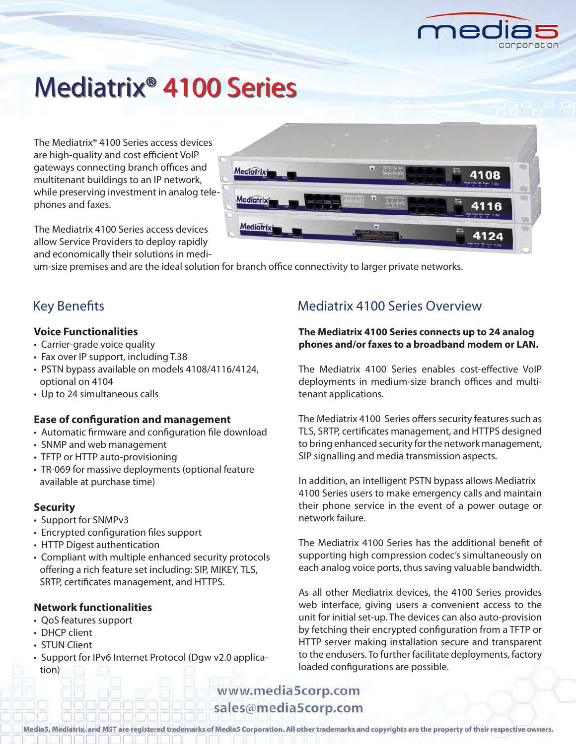# Mediatrix® 4100 Series

The Mediatrix® 4100 Series access devices are high-quality and cost efficient VoIP gateways connecting branch offices and multitenant buildings to an IP network, while preserving investment in analog telephones and faxes.

The Mediatrix 4100 Series access devices allow Service Providers to deploy rapidly and economically their solutions in medium-size premises and are the ideal solution for branch office connectivity to larger private networks.

## Key Benefits

### Voice Functionalities

- Carrier-grade voice quality
- Fax over IP support, including T.38
- PSTN bypass available on models 4108/4116/4124, optional on 4104
- Up to 24 simultaneous calls

### Ease of configuration and management

- Automatic firmware and configuration file download
- SNMP and web management
- TFTP or HTTP auto-provisioning
- TR-069 for massive deployments (optional feature available at purchase time)

### Security

- Support for SNMPv3
- Encrypted configuration files support
- HTTP Digest authentication
- Compliant with multiple enhanced security protocols offering a rich feature set including: SIP, MIKEY, TLS, SRTP, certificates management, and HTTPS.

### Network functionalities

- QoS features support
- DHCP client
- STUN Client
- Support for IPv6 Internet Protocol (Dgw v2.0 application)

## Mediatrix 4100 Series Overview

**The Mediatrix 4100 Series connects up to 24 analog phones and/or faxes to a broadband modem or LAN.**

The Mediatrix 4100 Series enables cost-effective VoIP deployments in medium-size branch offices and multi-tenant applications.

The Mediatrix 4100 Series offers security features such as TLS, SRTP, certificates management, and HTTPS designed to bring enhanced security for the network management, SIP signalling and media transmission aspects.

In addition, an intelligent PSTN bypass allows Mediatrix 4100 Series users to make emergency calls and maintain their phone service in the event of a power outage or network failure.

The Mediatrix 4100 Series has the additional benefit of supporting high compression codec's simultaneously on each analog voice ports, thus saving valuable bandwidth.

As all other Mediatrix devices, the 4100 Series provides web interface, giving users a convenient access to the unit for initial set-up. The devices can also auto-provision by fetching their encrypted configuration from a TFTP or HTTP server making installation secure and transparent to the endusers. To further facilitate deployments, factory loaded configurations are possible.

www.media5corp.com
sales@media5corp.com

Media5, Mediatrix, and M5T are registered trademarks of Media5 Corporation. All other trademarks and copyrights are the property of their respective owners.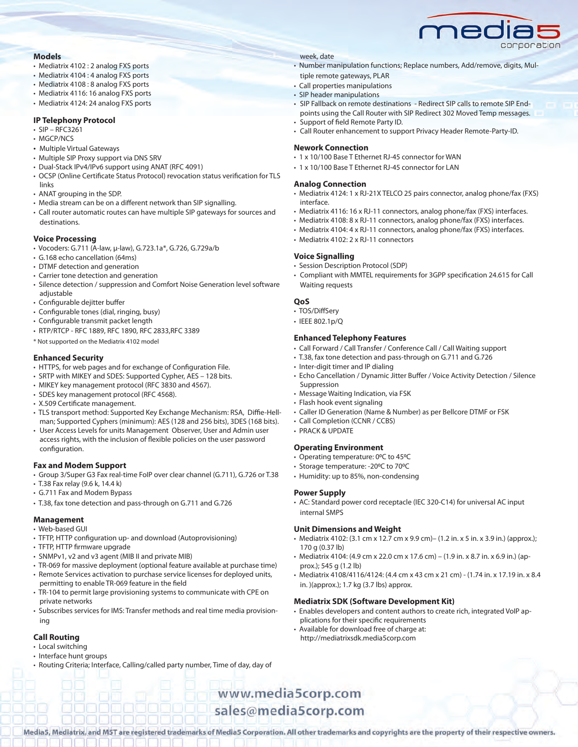## Models

- Mediatrix 4102 : 2 analog FXS ports
- Mediatrix 4104 : 4 analog FXS ports
- Mediatrix 4108 : 8 analog FXS ports
- Mediatrix 4116: 16 analog FXS ports
- Mediatrix 4124: 24 analog FXS ports

## IP Telephony Protocol

- SIP – RFC3261
- MGCP/NCS
- Multiple Virtual Gateways
- Multiple SIP Proxy support via DNS SRV
- Dual-Stack IPv4/IPv6 support using ANAT (RFC 4091)
- OCSP (Online Certificate Status Protocol) revocation status verification for TLS links
- ANAT grouping in the SDP.
- Media stream can be on a different network than SIP signalling.
- Call router automatic routes can have multiple SIP gateways for sources and destinations.

## Voice Processing

- Vocoders: G.711 (A-law, μ-law), G.723.1a*, G.726, G.729a/b
- G.168 echo cancellation (64ms)
- DTMF detection and generation
- Carrier tone detection and generation
- Silence detection / suppression and Comfort Noise Generation level software adjustable
- Configurable dejitter buffer
- Configurable tones (dial, ringing, busy)
- Configurable transmit packet length
- RTP/RTCP - RFC 1889, RFC 1890, RFC 2833,RFC 3389

\* Not supported on the Mediatrix 4102 model

## Enhanced Security

- HTTPS, for web pages and for exchange of Configuration File.
- SRTP with MIKEY and SDES: Supported Cypher, AES – 128 bits.
- MIKEY key management protocol (RFC 3830 and 4567).
- SDES key management protocol (RFC 4568).
- X.509 Certificate management.
- TLS transport method: Supported Key Exchange Mechanism: RSA, Diffie-Hellman; Supported Cyphers (minimum): AES (128 and 256 bits), 3DES (168 bits).
- User Access Levels for units Management Observer, User and Admin user access rights, with the inclusion of flexible policies on the user password configuration.

## Fax and Modem Support

- Group 3/Super G3 Fax real-time FoIP over clear channel (G.711), G.726 or T.38
- T.38 Fax relay (9.6 k, 14.4 k)
- G.711 Fax and Modem Bypass
- T.38, fax tone detection and pass-through on G.711 and G.726

## Management

- Web-based GUI
- TFTP, HTTP configuration up- and download (Autoprovisioning)
- TFTP, HTTP firmware upgrade
- SNMPv1, v2 and v3 agent (MIB II and private MIB)
- TR-069 for massive deployment (optional feature available at purchase time)
- Remote Services activation to purchase service licenses for deployed units, permitting to enable TR-069 feature in the field
- TR-104 to permit large provisioning systems to communicate with CPE on private networks
- Subscribes services for IMS: Transfer methods and real time media provisioning

## Call Routing

- Local switching
- Interface hunt groups
- Routing Criteria; Interface, Calling/called party number, Time of day, day of week, date
- Number manipulation functions; Replace numbers, Add/remove, digits, Multiple remote gateways, PLAR
- Call properties manipulations
- SIP header manipulations
- SIP Fallback on remote destinations - Redirect SIP calls to remote SIP End-points using the Call Router with SIP Redirect 302 Moved Temp messages.
- Support of field Remote Party ID.
- Call Router enhancement to support Privacy Header Remote-Party-ID.

## Nework Connection

- 1 x 10/100 Base T Ethernet RJ-45 connector for WAN
- 1 x 10/100 Base T Ethernet RJ-45 connector for LAN

## Analog Connection

- Mediatrix 4124: 1 x RJ-21X TELCO 25 pairs connector, analog phone/fax (FXS) interface.
- Mediatrix 4116: 16 x RJ-11 connectors, analog phone/fax (FXS) interfaces.
- Mediatrix 4108: 8 x RJ-11 connectors, analog phone/fax (FXS) interfaces.
- Mediatrix 4104: 4 x RJ-11 connectors, analog phone/fax (FXS) interfaces.
- Mediatrix 4102: 2 x RJ-11 connectors

## Voice Signalling

- Session Description Protocol (SDP)
- Compliant with MMTEL requirements for 3GPP specification 24.615 for Call Waiting requests

## QoS

- TOS/DiffSery
- IEEE 802.1p/Q

## Enhanced Telephony Features

- Call Forward / Call Transfer / Conference Call / Call Waiting support
- T.38, fax tone detection and pass-through on G.711 and G.726
- Inter-digit timer and IP dialing
- Echo Cancellation / Dynamic Jitter Buffer / Voice Activity Detection / Silence Suppression
- Message Waiting Indication, via FSK
- Flash hook event signaling
- Caller ID Generation (Name & Number) as per Bellcore DTMF or FSK
- Call Completion (CCNR / CCBS)
- PRACK & UPDATE

## Operating Environment

- Operating temperature: 0ºC to 45ºC
- Storage temperature: -20ºC to 70ºC
- Humidity: up to 85%, non-condensing

## Power Supply

- AC: Standard power cord receptacle (IEC 320-C14) for universal AC input internal SMPS

## Unit Dimensions and Weight

- Mediatrix 4102: (3.1 cm x 12.7 cm x 9.9 cm)– (1.2 in. x 5 in. x 3.9 in.) (approx.); 170 g (0.37 lb)
- Mediatrix 4104: (4.9 cm x 22.0 cm x 17.6 cm) – (1.9 in. x 8.7 in. x 6.9 in.) (approx.); 545 g (1.2 lb)
- Mediatrix 4108/4116/4124: (4.4 cm x 43 cm x 21 cm) - (1.74 in. x 17.19 in. x 8.4 in. )(approx.); 1.7 kg (3.7 lbs) approx.

## Mediatrix SDK (Software Development Kit)

- Enables developers and content authors to create rich, integrated VoIP applications for their specific requirements
- Available for download free of charge at: http://mediatrixsdk.media5corp.com

www.media5corp.com
sales@media5corp.com

Media5, Mediatrix, and M5T are registered trademarks of Media5 Corporation. All other trademarks and copyrights are the property of their respective owners.